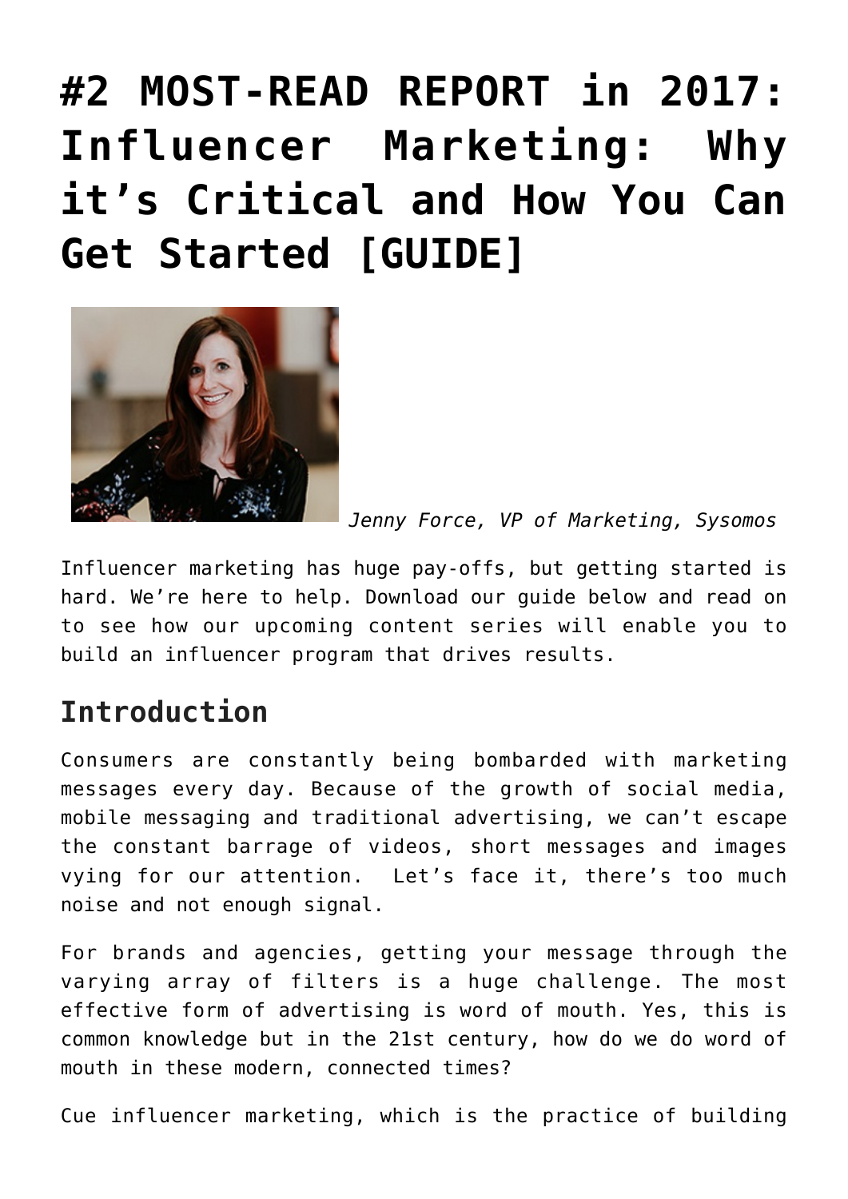# #2 MOST-READ REPORT in 2017: Influencer Marketing: Why it's Critical and How You Can Get Started [GUIDE]

*Jenny Force, VP of Marketing, Sysomos*

Influencer marketing has huge pay-offs, but getting started is hard. We're here to help. Download our guide below and read on to see how our upcoming content series will enable you to build an influencer program that drives results.

## Introduction

Consumers are constantly being bombarded with marketing messages every day. Because of the growth of social media, mobile messaging and traditional advertising, we can't escape the constant barrage of videos, short messages and images vying for our attention. Let's face it, there's too much noise and not enough signal.

For brands and agencies, getting your message through the varying array of filters is a huge challenge. The most effective form of advertising is word of mouth. Yes, this is common knowledge but in the 21st century, how do we do word of mouth in these modern, connected times?

Cue influencer marketing, which is the practice of building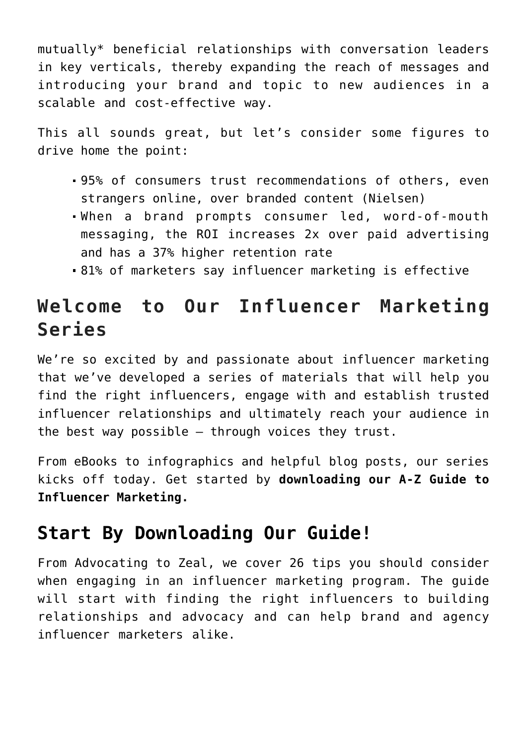mutually* beneficial relationships with conversation leaders in key verticals, thereby expanding the reach of messages and introducing your brand and topic to new audiences in a scalable and cost-effective way.

This all sounds great, but let's consider some figures to drive home the point:

- 95% of consumers trust recommendations of others, even strangers online, over branded content (Nielsen)
- When a brand prompts consumer led, word-of-mouth messaging, the ROI increases 2x over paid advertising and has a 37% higher retention rate
- 81% of marketers say influencer marketing is effective

## Welcome to Our Influencer Marketing Series

We're so excited by and passionate about influencer marketing that we've developed a series of materials that will help you find the right influencers, engage with and establish trusted influencer relationships and ultimately reach your audience in the best way possible – through voices they trust.

From eBooks to infographics and helpful blog posts, our series kicks off today. Get started by **downloading our A-Z Guide to Influencer Marketing.**

## Start By Downloading Our Guide!

From Advocating to Zeal, we cover 26 tips you should consider when engaging in an influencer marketing program. The guide will start with finding the right influencers to building relationships and advocacy and can help brand and agency influencer marketers alike.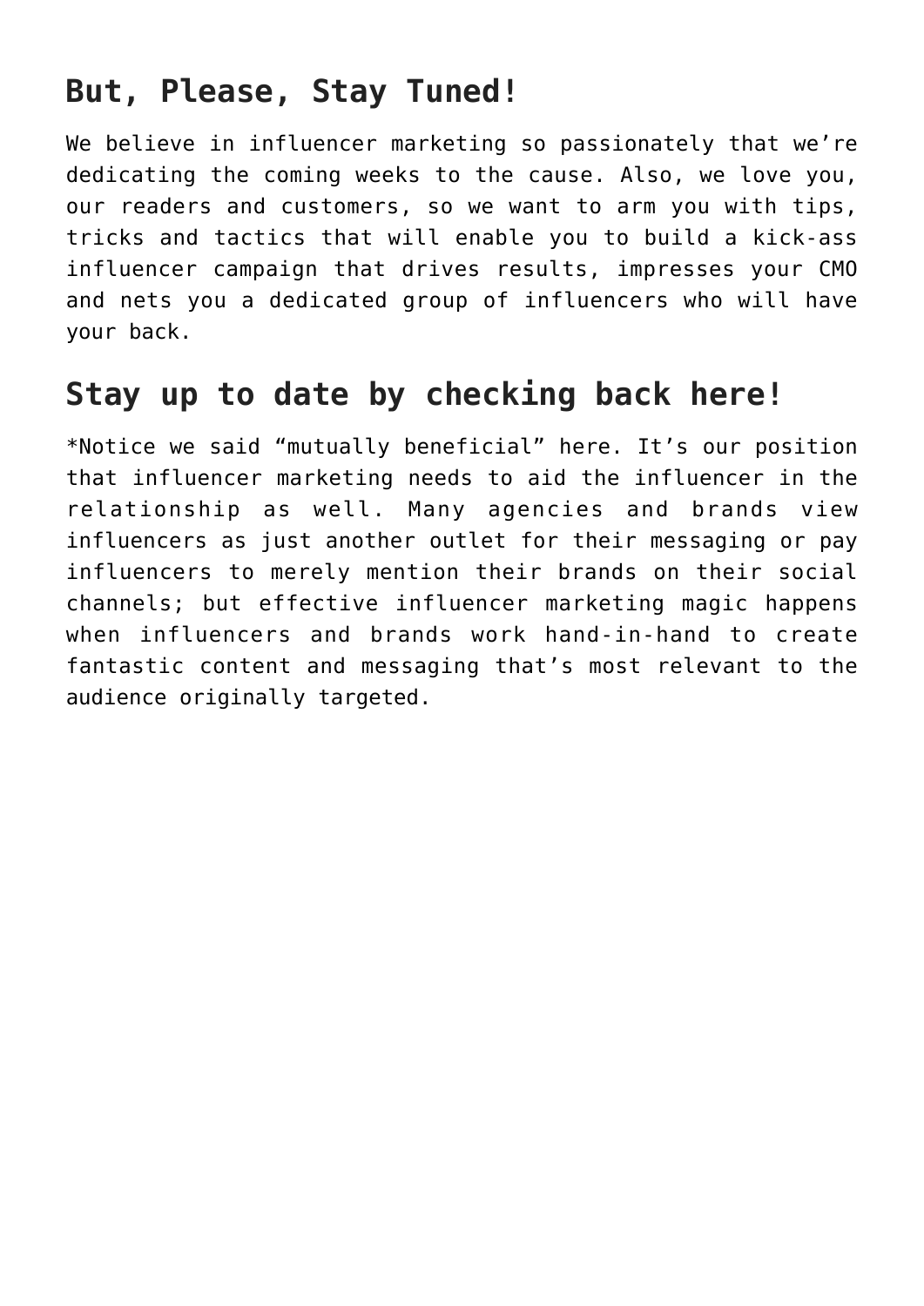## But, Please, Stay Tuned!

We believe in influencer marketing so passionately that we're dedicating the coming weeks to the cause. Also, we love you, our readers and customers, so we want to arm you with tips, tricks and tactics that will enable you to build a kick-ass influencer campaign that drives results, impresses your CMO and nets you a dedicated group of influencers who will have your back.

## Stay up to date by checking back here!

*Notice we said "mutually beneficial" here. It's our position that influencer marketing needs to aid the influencer in the relationship as well. Many agencies and brands view influencers as just another outlet for their messaging or pay influencers to merely mention their brands on their social channels; but effective influencer marketing magic happens when influencers and brands work hand-in-hand to create fantastic content and messaging that's most relevant to the audience originally targeted.